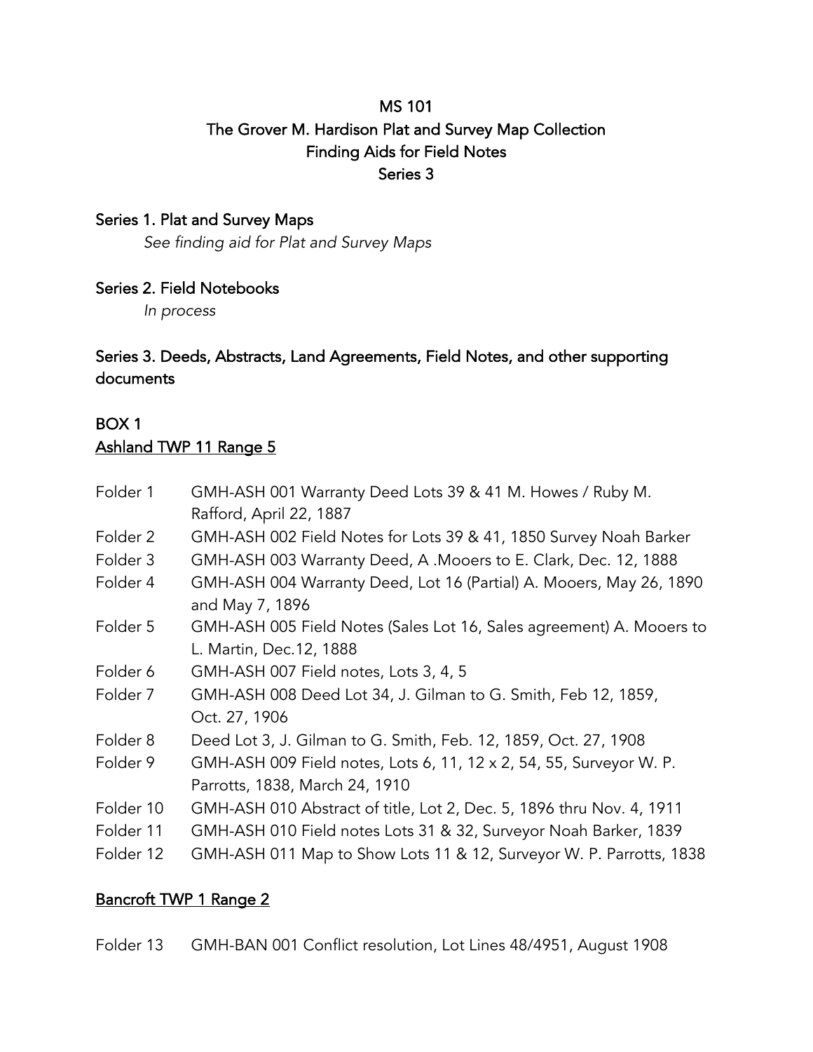# MS 101
# The Grover M. Hardison Plat and Survey Map Collection
# Finding Aids for Field Notes
# Series 3

## Series 1. Plat and Survey Maps

*See finding aid for Plat and Survey Maps*

## Series 2. Field Notebooks

*In process*

## Series 3. Deeds, Abstracts, Land Agreements, Field Notes, and other supporting documents

## BOX 1

### Ashland TWP 11 Range 5

| | |
|---|---|
| Folder 1 | GMH-ASH 001 Warranty Deed Lots 39 & 41 M. Howes / Ruby M. Rafford, April 22, 1887 |
| Folder 2 | GMH-ASH 002 Field Notes for Lots 39 & 41, 1850 Survey Noah Barker |
| Folder 3 | GMH-ASH 003 Warranty Deed, A .Mooers to E. Clark, Dec. 12, 1888 |
| Folder 4 | GMH-ASH 004 Warranty Deed, Lot 16 (Partial) A. Mooers, May 26, 1890 and May 7, 1896 |
| Folder 5 | GMH-ASH 005 Field Notes (Sales Lot 16, Sales agreement) A. Mooers to L. Martin, Dec.12, 1888 |
| Folder 6 | GMH-ASH 007 Field notes, Lots 3, 4, 5 |
| Folder 7 | GMH-ASH 008 Deed Lot 34, J. Gilman to G. Smith, Feb 12, 1859, Oct. 27, 1906 |
| Folder 8 | Deed Lot 3, J. Gilman to G. Smith, Feb. 12, 1859, Oct. 27, 1908 |
| Folder 9 | GMH-ASH 009 Field notes, Lots 6, 11, 12 x 2, 54, 55, Surveyor W. P. Parrotts, 1838, March 24, 1910 |
| Folder 10 | GMH-ASH 010 Abstract of title, Lot 2, Dec. 5, 1896 thru Nov. 4, 1911 |
| Folder 11 | GMH-ASH 010 Field notes Lots 31 & 32, Surveyor Noah Barker, 1839 |
| Folder 12 | GMH-ASH 011 Map to Show Lots 11 & 12, Surveyor W. P. Parrotts, 1838 |

### Bancroft TWP 1 Range 2

| | |
|---|---|
| Folder 13 | GMH-BAN 001 Conflict resolution, Lot Lines 48/4951, August 1908 |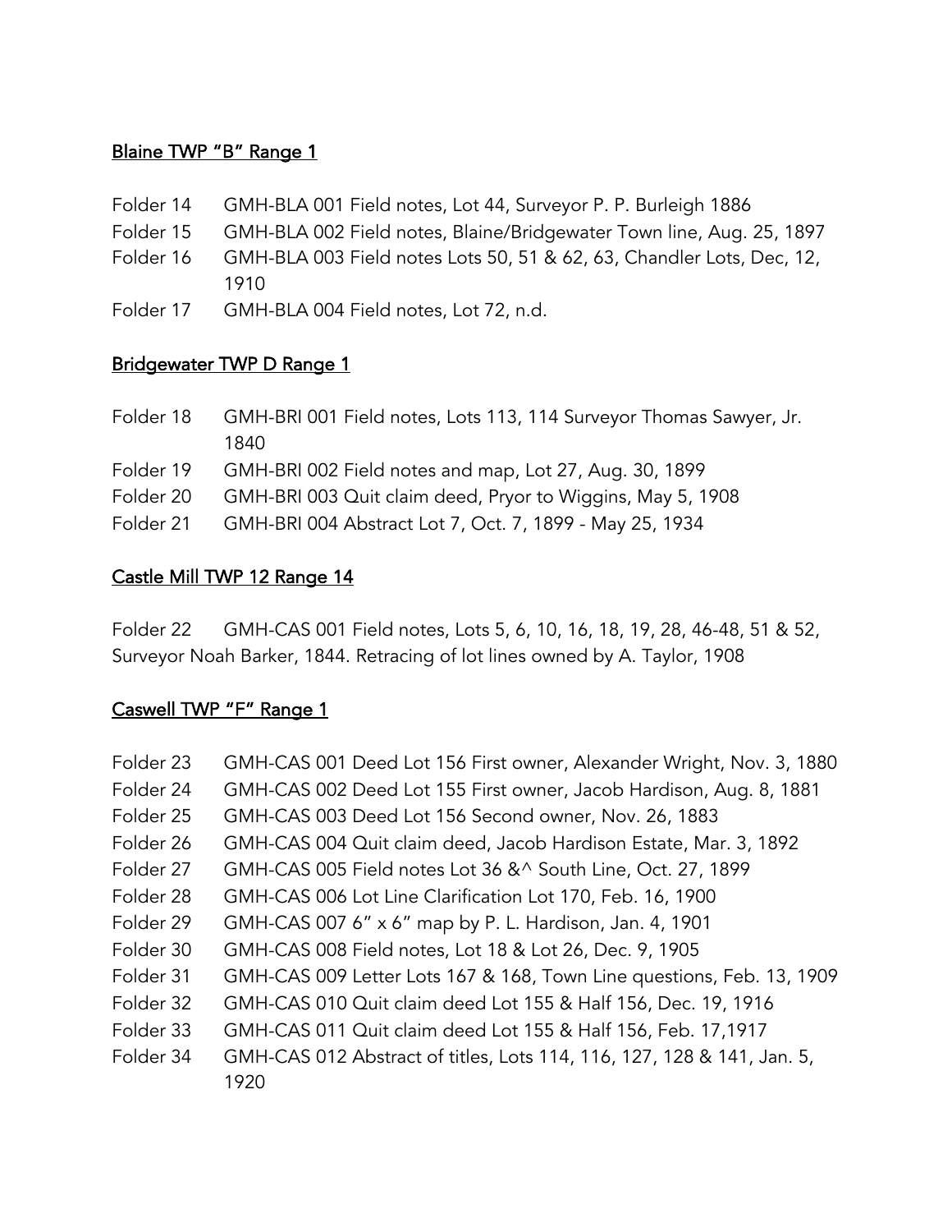<u>Blaine TWP "B" Range 1</u>

Folder 14 GMH-BLA 001 Field notes, Lot 44, Surveyor P. P. Burleigh 1886

Folder 15 GMH-BLA 002 Field notes, Blaine/Bridgewater Town line, Aug. 25, 1897

Folder 16 GMH-BLA 003 Field notes Lots 50, 51 & 62, 63, Chandler Lots, Dec, 12, 1910

Folder 17 GMH-BLA 004 Field notes, Lot 72, n.d.

<u>Bridgewater TWP D Range 1</u>

Folder 18 GMH-BRI 001 Field notes, Lots 113, 114 Surveyor Thomas Sawyer, Jr. 1840

Folder 19 GMH-BRI 002 Field notes and map, Lot 27, Aug. 30, 1899

Folder 20 GMH-BRI 003 Quit claim deed, Pryor to Wiggins, May 5, 1908

Folder 21 GMH-BRI 004 Abstract Lot 7, Oct. 7, 1899 - May 25, 1934

<u>Castle Mill TWP 12 Range 14</u>

Folder 22 GMH-CAS 001 Field notes, Lots 5, 6, 10, 16, 18, 19, 28, 46-48, 51 & 52, Surveyor Noah Barker, 1844. Retracing of lot lines owned by A. Taylor, 1908

<u>Caswell TWP "F" Range 1</u>

Folder 23 GMH-CAS 001 Deed Lot 156 First owner, Alexander Wright, Nov. 3, 1880

Folder 24 GMH-CAS 002 Deed Lot 155 First owner, Jacob Hardison, Aug. 8, 1881

Folder 25 GMH-CAS 003 Deed Lot 156 Second owner, Nov. 26, 1883

Folder 26 GMH-CAS 004 Quit claim deed, Jacob Hardison Estate, Mar. 3, 1892

Folder 27 GMH-CAS 005 Field notes Lot 36 &^ South Line, Oct. 27, 1899

Folder 28 GMH-CAS 006 Lot Line Clarification Lot 170, Feb. 16, 1900

Folder 29 GMH-CAS 007 6" x 6" map by P. L. Hardison, Jan. 4, 1901

Folder 30 GMH-CAS 008 Field notes, Lot 18 & Lot 26, Dec. 9, 1905

Folder 31 GMH-CAS 009 Letter Lots 167 & 168, Town Line questions, Feb. 13, 1909

Folder 32 GMH-CAS 010 Quit claim deed Lot 155 & Half 156, Dec. 19, 1916

Folder 33 GMH-CAS 011 Quit claim deed Lot 155 & Half 156, Feb. 17,1917

Folder 34 GMH-CAS 012 Abstract of titles, Lots 114, 116, 127, 128 & 141, Jan. 5, 1920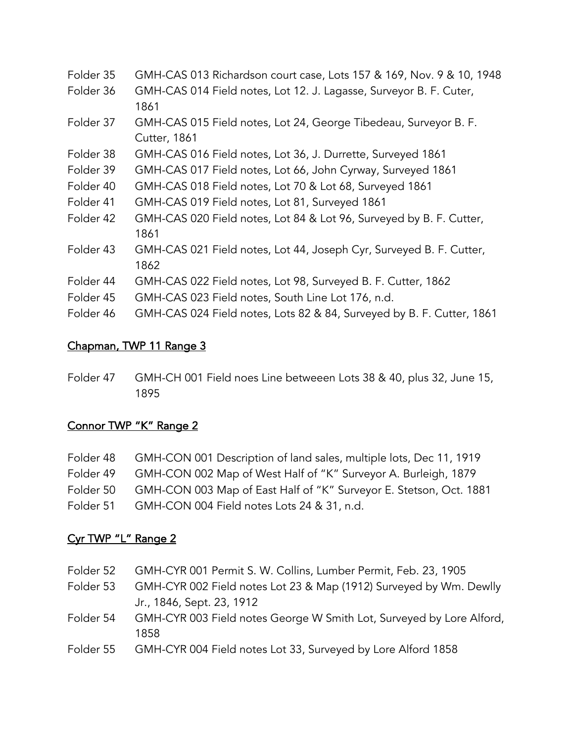Folder 35 GMH-CAS 013 Richardson court case, Lots 157 & 169, Nov. 9 & 10, 1948

Folder 36 GMH-CAS 014 Field notes, Lot 12. J. Lagasse, Surveyor B. F. Cuter, 1861

Folder 37 GMH-CAS 015 Field notes, Lot 24, George Tibedeau, Surveyor B. F. Cutter, 1861

Folder 38 GMH-CAS 016 Field notes, Lot 36, J. Durrette, Surveyed 1861

Folder 39 GMH-CAS 017 Field notes, Lot 66, John Cyrway, Surveyed 1861

Folder 40 GMH-CAS 018 Field notes, Lot 70 & Lot 68, Surveyed 1861

Folder 41 GMH-CAS 019 Field notes, Lot 81, Surveyed 1861

Folder 42 GMH-CAS 020 Field notes, Lot 84 & Lot 96, Surveyed by B. F. Cutter, 1861

Folder 43 GMH-CAS 021 Field notes, Lot 44, Joseph Cyr, Surveyed B. F. Cutter, 1862

Folder 44 GMH-CAS 022 Field notes, Lot 98, Surveyed B. F. Cutter, 1862

Folder 45 GMH-CAS 023 Field notes, South Line Lot 176, n.d.

Folder 46 GMH-CAS 024 Field notes, Lots 82 & 84, Surveyed by B. F. Cutter, 1861

## Chapman, TWP 11 Range 3

Folder 47 GMH-CH 001 Field noes Line betweeen Lots 38 & 40, plus 32, June 15, 1895

## Connor TWP "K" Range 2

Folder 48 GMH-CON 001 Description of land sales, multiple lots, Dec 11, 1919

Folder 49 GMH-CON 002 Map of West Half of "K" Surveyor A. Burleigh, 1879

Folder 50 GMH-CON 003 Map of East Half of "K" Surveyor E. Stetson, Oct. 1881

Folder 51 GMH-CON 004 Field notes Lots 24 & 31, n.d.

## Cyr TWP "L" Range 2

Folder 52 GMH-CYR 001 Permit S. W. Collins, Lumber Permit, Feb. 23, 1905

Folder 53 GMH-CYR 002 Field notes Lot 23 & Map (1912) Surveyed by Wm. Dewlly Jr., 1846, Sept. 23, 1912

Folder 54 GMH-CYR 003 Field notes George W Smith Lot, Surveyed by Lore Alford, 1858

Folder 55 GMH-CYR 004 Field notes Lot 33, Surveyed by Lore Alford 1858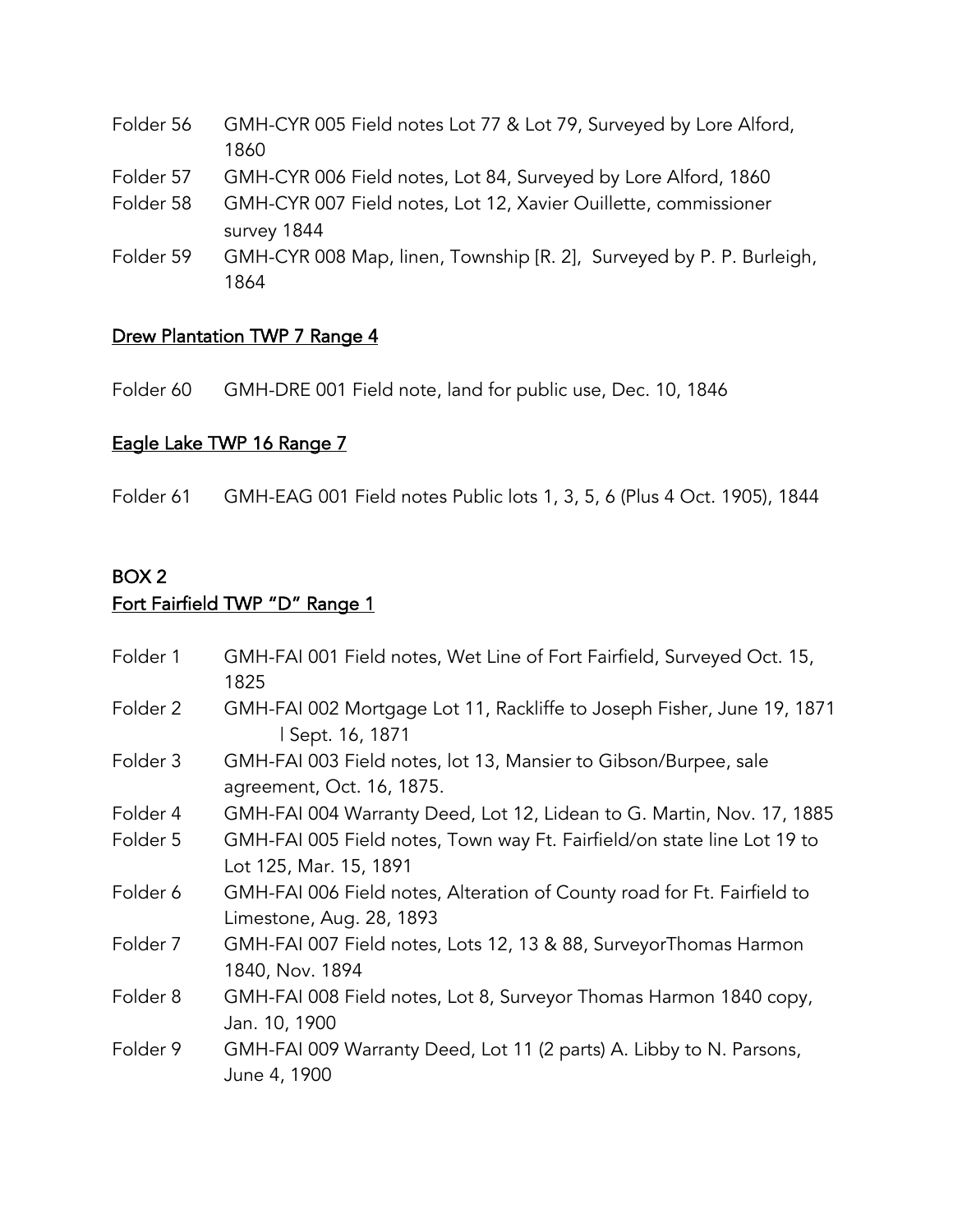Folder 56 GMH-CYR 005 Field notes Lot 77 & Lot 79, Surveyed by Lore Alford, 1860

Folder 57 GMH-CYR 006 Field notes, Lot 84, Surveyed by Lore Alford, 1860

Folder 58 GMH-CYR 007 Field notes, Lot 12, Xavier Ouillette, commissioner survey 1844

Folder 59 GMH-CYR 008 Map, linen, Township [R. 2], Surveyed by P. P. Burleigh, 1864

<u>Drew Plantation TWP 7 Range 4</u>

Folder 60 GMH-DRE 001 Field note, land for public use, Dec. 10, 1846

<u>Eagle Lake TWP 16 Range 7</u>

Folder 61 GMH-EAG 001 Field notes Public lots 1, 3, 5, 6 (Plus 4 Oct. 1905), 1844

## BOX 2

<u>Fort Fairfield TWP “D” Range 1</u>

Folder 1 GMH-FAI 001 Field notes, Wet Line of Fort Fairfield, Surveyed Oct. 15, 1825

Folder 2 GMH-FAI 002 Mortgage Lot 11, Rackliffe to Joseph Fisher, June 19, 1871 | Sept. 16, 1871

Folder 3 GMH-FAI 003 Field notes, lot 13, Mansier to Gibson/Burpee, sale agreement, Oct. 16, 1875.

Folder 4 GMH-FAI 004 Warranty Deed, Lot 12, Lidean to G. Martin, Nov. 17, 1885

Folder 5 GMH-FAI 005 Field notes, Town way Ft. Fairfield/on state line Lot 19 to Lot 125, Mar. 15, 1891

Folder 6 GMH-FAI 006 Field notes, Alteration of County road for Ft. Fairfield to Limestone, Aug. 28, 1893

Folder 7 GMH-FAI 007 Field notes, Lots 12, 13 & 88, SurveyorThomas Harmon 1840, Nov. 1894

Folder 8 GMH-FAI 008 Field notes, Lot 8, Surveyor Thomas Harmon 1840 copy, Jan. 10, 1900

Folder 9 GMH-FAI 009 Warranty Deed, Lot 11 (2 parts) A. Libby to N. Parsons, June 4, 1900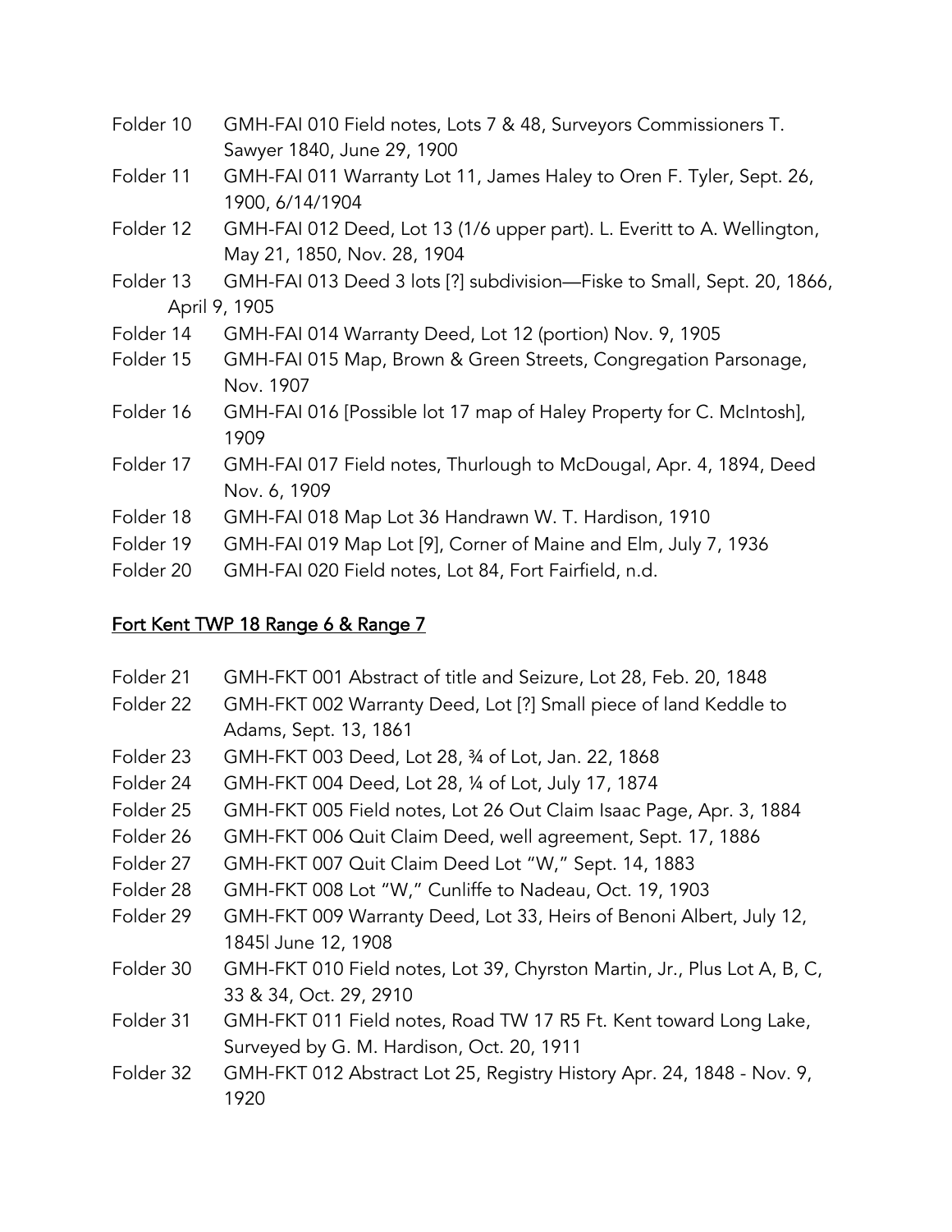Folder 10 GMH-FAI 010 Field notes, Lots 7 & 48, Surveyors Commissioners T. Sawyer 1840, June 29, 1900

Folder 11 GMH-FAI 011 Warranty Lot 11, James Haley to Oren F. Tyler, Sept. 26, 1900, 6/14/1904

Folder 12 GMH-FAI 012 Deed, Lot 13 (1/6 upper part). L. Everitt to A. Wellington, May 21, 1850, Nov. 28, 1904

Folder 13 GMH-FAI 013 Deed 3 lots [?] subdivision—Fiske to Small, Sept. 20, 1866, April 9, 1905

Folder 14 GMH-FAI 014 Warranty Deed, Lot 12 (portion) Nov. 9, 1905

Folder 15 GMH-FAI 015 Map, Brown & Green Streets, Congregation Parsonage, Nov. 1907

Folder 16 GMH-FAI 016 [Possible lot 17 map of Haley Property for C. McIntosh], 1909

Folder 17 GMH-FAI 017 Field notes, Thurlough to McDougal, Apr. 4, 1894, Deed Nov. 6, 1909

Folder 18 GMH-FAI 018 Map Lot 36 Handrawn W. T. Hardison, 1910

Folder 19 GMH-FAI 019 Map Lot [9], Corner of Maine and Elm, July 7, 1936

Folder 20 GMH-FAI 020 Field notes, Lot 84, Fort Fairfield, n.d.

## Fort Kent TWP 18 Range 6 & Range 7

Folder 21 GMH-FKT 001 Abstract of title and Seizure, Lot 28, Feb. 20, 1848

Folder 22 GMH-FKT 002 Warranty Deed, Lot [?] Small piece of land Keddle to Adams, Sept. 13, 1861

Folder 23 GMH-FKT 003 Deed, Lot 28, ¾ of Lot, Jan. 22, 1868

Folder 24 GMH-FKT 004 Deed, Lot 28, ¼ of Lot, July 17, 1874

Folder 25 GMH-FKT 005 Field notes, Lot 26 Out Claim Isaac Page, Apr. 3, 1884

Folder 26 GMH-FKT 006 Quit Claim Deed, well agreement, Sept. 17, 1886

Folder 27 GMH-FKT 007 Quit Claim Deed Lot "W," Sept. 14, 1883

Folder 28 GMH-FKT 008 Lot "W," Cunliffe to Nadeau, Oct. 19, 1903

Folder 29 GMH-FKT 009 Warranty Deed, Lot 33, Heirs of Benoni Albert, July 12, 1845| June 12, 1908

Folder 30 GMH-FKT 010 Field notes, Lot 39, Chyrston Martin, Jr., Plus Lot A, B, C, 33 & 34, Oct. 29, 2910

Folder 31 GMH-FKT 011 Field notes, Road TW 17 R5 Ft. Kent toward Long Lake, Surveyed by G. M. Hardison, Oct. 20, 1911

Folder 32 GMH-FKT 012 Abstract Lot 25, Registry History Apr. 24, 1848 - Nov. 9, 1920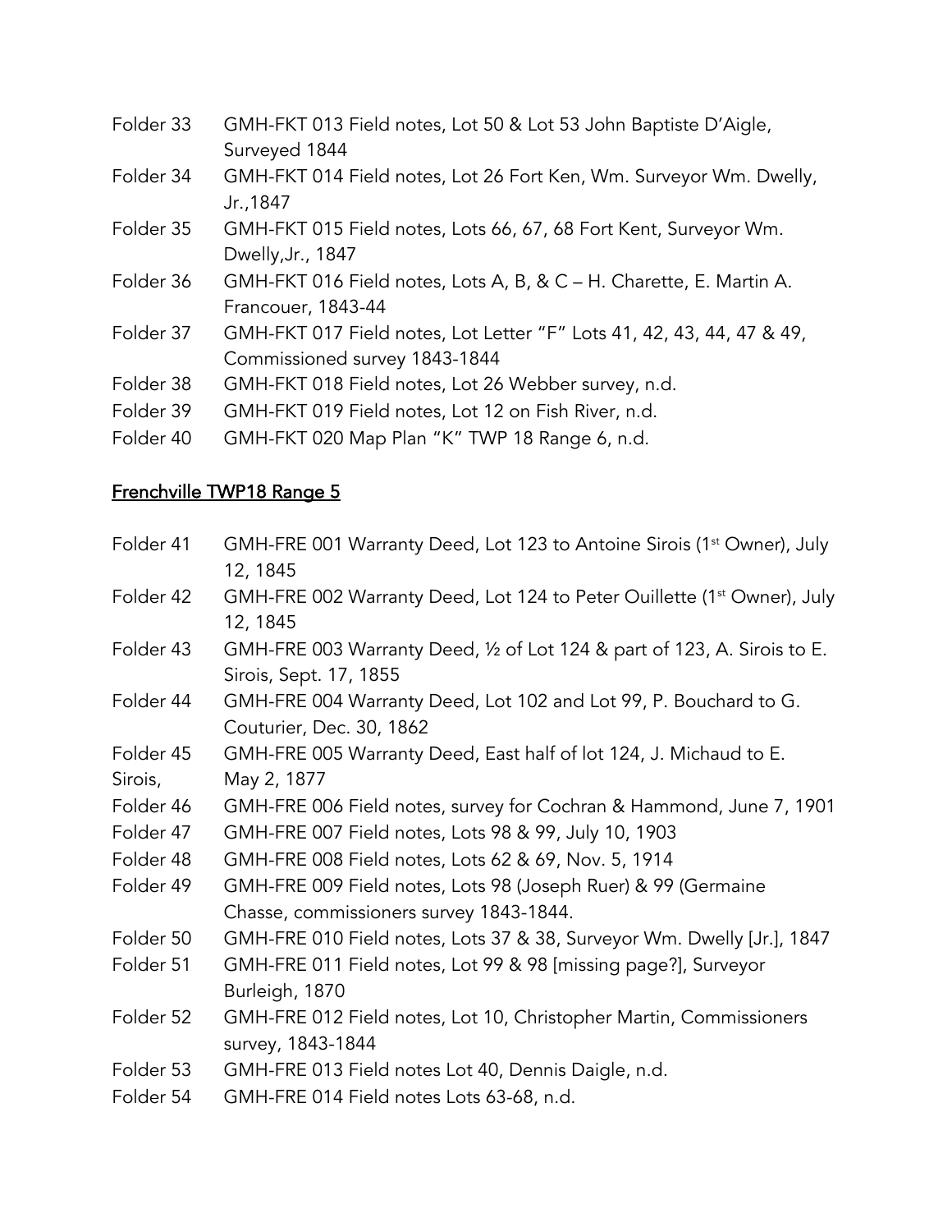Folder 33 GMH-FKT 013 Field notes, Lot 50 & Lot 53 John Baptiste D'Aigle, Surveyed 1844

Folder 34 GMH-FKT 014 Field notes, Lot 26 Fort Ken, Wm. Surveyor Wm. Dwelly, Jr.,1847

Folder 35 GMH-FKT 015 Field notes, Lots 66, 67, 68 Fort Kent, Surveyor Wm. Dwelly,Jr., 1847

Folder 36 GMH-FKT 016 Field notes, Lots A, B, & C – H. Charette, E. Martin A. Francouer, 1843-44

Folder 37 GMH-FKT 017 Field notes, Lot Letter "F" Lots 41, 42, 43, 44, 47 & 49, Commissioned survey 1843-1844

Folder 38 GMH-FKT 018 Field notes, Lot 26 Webber survey, n.d.

Folder 39 GMH-FKT 019 Field notes, Lot 12 on Fish River, n.d.

Folder 40 GMH-FKT 020 Map Plan "K" TWP 18 Range 6, n.d.

## <u>Frenchville TWP18 Range 5</u>

Folder 41 GMH-FRE 001 Warranty Deed, Lot 123 to Antoine Sirois (1st Owner), July 12, 1845

Folder 42 GMH-FRE 002 Warranty Deed, Lot 124 to Peter Ouillette (1st Owner), July 12, 1845

Folder 43 GMH-FRE 003 Warranty Deed, ½ of Lot 124 & part of 123, A. Sirois to E. Sirois, Sept. 17, 1855

Folder 44 GMH-FRE 004 Warranty Deed, Lot 102 and Lot 99, P. Bouchard to G. Couturier, Dec. 30, 1862

Folder 45 GMH-FRE 005 Warranty Deed, East half of lot 124, J. Michaud to E. Sirois, May 2, 1877

Folder 46 GMH-FRE 006 Field notes, survey for Cochran & Hammond, June 7, 1901

Folder 47 GMH-FRE 007 Field notes, Lots 98 & 99, July 10, 1903

Folder 48 GMH-FRE 008 Field notes, Lots 62 & 69, Nov. 5, 1914

Folder 49 GMH-FRE 009 Field notes, Lots 98 (Joseph Ruer) & 99 (Germaine Chasse, commissioners survey 1843-1844.

Folder 50 GMH-FRE 010 Field notes, Lots 37 & 38, Surveyor Wm. Dwelly [Jr.], 1847

Folder 51 GMH-FRE 011 Field notes, Lot 99 & 98 [missing page?], Surveyor Burleigh, 1870

Folder 52 GMH-FRE 012 Field notes, Lot 10, Christopher Martin, Commissioners survey, 1843-1844

Folder 53 GMH-FRE 013 Field notes Lot 40, Dennis Daigle, n.d.

Folder 54 GMH-FRE 014 Field notes Lots 63-68, n.d.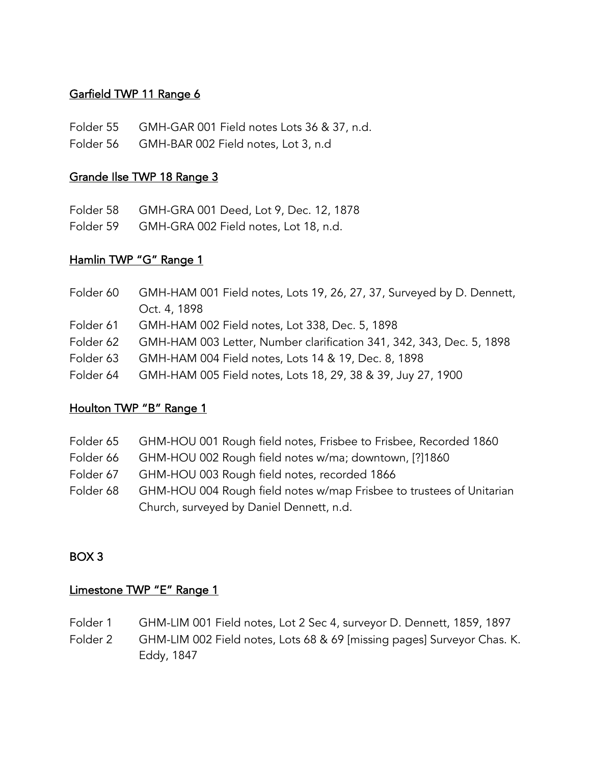<u>Garfield TWP 11 Range 6</u>

Folder 55 GMH-GAR 001 Field notes Lots 36 & 37, n.d.
Folder 56 GMH-BAR 002 Field notes, Lot 3, n.d

<u>Grande Ilse TWP 18 Range 3</u>

Folder 58 GMH-GRA 001 Deed, Lot 9, Dec. 12, 1878
Folder 59 GMH-GRA 002 Field notes, Lot 18, n.d.

<u>Hamlin TWP "G" Range 1</u>

Folder 60 GMH-HAM 001 Field notes, Lots 19, 26, 27, 37, Surveyed by D. Dennett, Oct. 4, 1898
Folder 61 GMH-HAM 002 Field notes, Lot 338, Dec. 5, 1898
Folder 62 GMH-HAM 003 Letter, Number clarification 341, 342, 343, Dec. 5, 1898
Folder 63 GMH-HAM 004 Field notes, Lots 14 & 19, Dec. 8, 1898
Folder 64 GMH-HAM 005 Field notes, Lots 18, 29, 38 & 39, Juy 27, 1900

<u>Houlton TWP "B" Range 1</u>

Folder 65 GHM-HOU 001 Rough field notes, Frisbee to Frisbee, Recorded 1860
Folder 66 GHM-HOU 002 Rough field notes w/ma; downtown, [?]1860
Folder 67 GHM-HOU 003 Rough field notes, recorded 1866
Folder 68 GHM-HOU 004 Rough field notes w/map Frisbee to trustees of Unitarian Church, surveyed by Daniel Dennett, n.d.

## BOX 3

<u>Limestone TWP "E" Range 1</u>

Folder 1 GHM-LIM 001 Field notes, Lot 2 Sec 4, surveyor D. Dennett, 1859, 1897
Folder 2 GHM-LIM 002 Field notes, Lots 68 & 69 [missing pages] Surveyor Chas. K. Eddy, 1847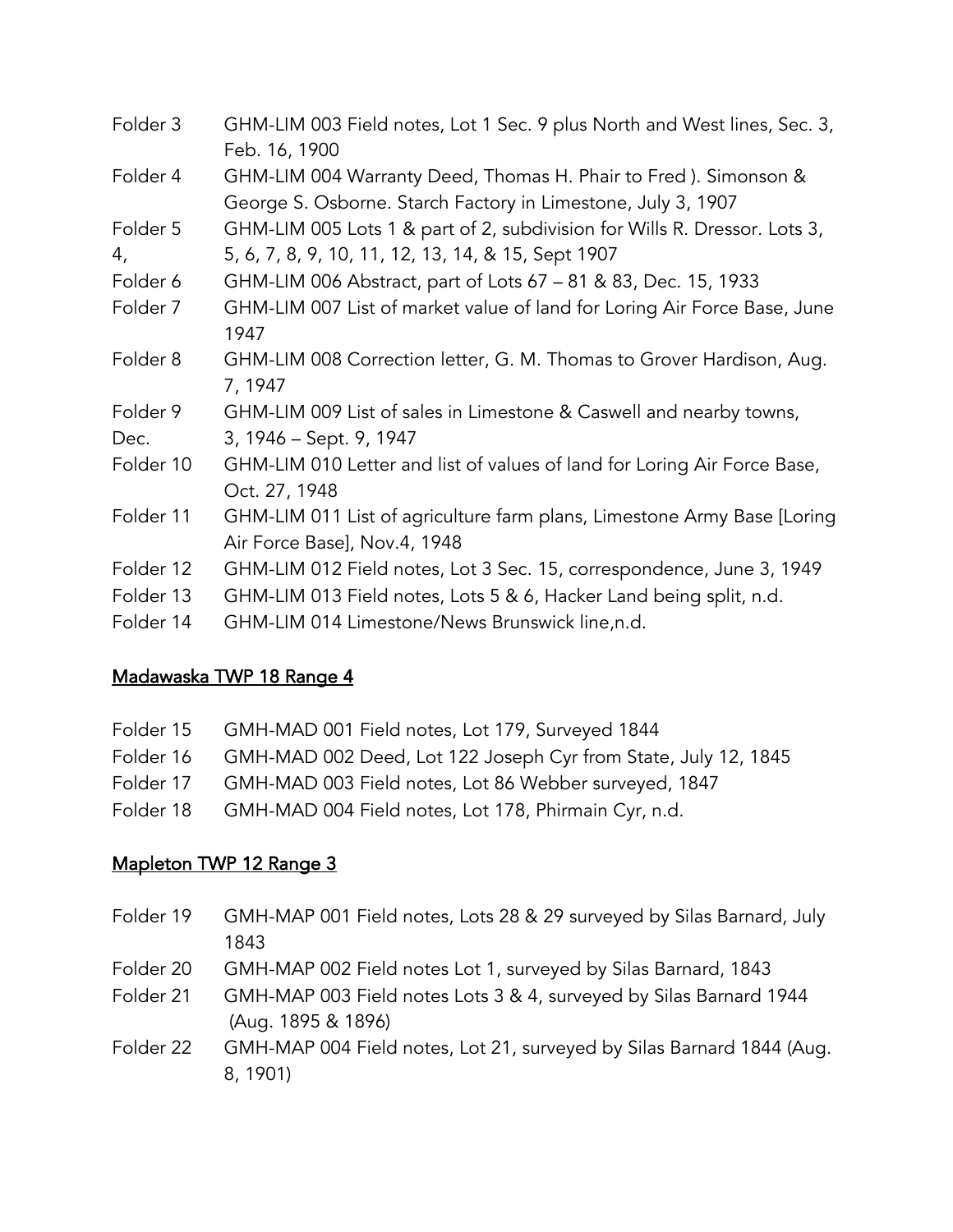Folder 3 GHM-LIM 003 Field notes, Lot 1 Sec. 9 plus North and West lines, Sec. 3, Feb. 16, 1900

Folder 4 GHM-LIM 004 Warranty Deed, Thomas H. Phair to Fred ). Simonson & George S. Osborne. Starch Factory in Limestone, July 3, 1907

Folder 5 GHM-LIM 005 Lots 1 & part of 2, subdivision for Wills R. Dressor. Lots 3, 4, 5, 6, 7, 8, 9, 10, 11, 12, 13, 14, & 15, Sept 1907

Folder 6 GHM-LIM 006 Abstract, part of Lots 67 – 81 & 83, Dec. 15, 1933

Folder 7 GHM-LIM 007 List of market value of land for Loring Air Force Base, June 1947

Folder 8 GHM-LIM 008 Correction letter, G. M. Thomas to Grover Hardison, Aug. 7, 1947

Folder 9 GHM-LIM 009 List of sales in Limestone & Caswell and nearby towns, Dec. 3, 1946 – Sept. 9, 1947

Folder 10 GHM-LIM 010 Letter and list of values of land for Loring Air Force Base, Oct. 27, 1948

Folder 11 GHM-LIM 011 List of agriculture farm plans, Limestone Army Base [Loring Air Force Base], Nov.4, 1948

Folder 12 GHM-LIM 012 Field notes, Lot 3 Sec. 15, correspondence, June 3, 1949

Folder 13 GHM-LIM 013 Field notes, Lots 5 & 6, Hacker Land being split, n.d.

Folder 14 GHM-LIM 014 Limestone/News Brunswick line,n.d.

## Madawaska TWP 18 Range 4

Folder 15 GMH-MAD 001 Field notes, Lot 179, Surveyed 1844

Folder 16 GMH-MAD 002 Deed, Lot 122 Joseph Cyr from State, July 12, 1845

Folder 17 GMH-MAD 003 Field notes, Lot 86 Webber surveyed, 1847

Folder 18 GMH-MAD 004 Field notes, Lot 178, Phirmain Cyr, n.d.

## Mapleton TWP 12 Range 3

Folder 19 GMH-MAP 001 Field notes, Lots 28 & 29 surveyed by Silas Barnard, July 1843

Folder 20 GMH-MAP 002 Field notes Lot 1, surveyed by Silas Barnard, 1843

Folder 21 GMH-MAP 003 Field notes Lots 3 & 4, surveyed by Silas Barnard 1944 (Aug. 1895 & 1896)

Folder 22 GMH-MAP 004 Field notes, Lot 21, surveyed by Silas Barnard 1844 (Aug. 8, 1901)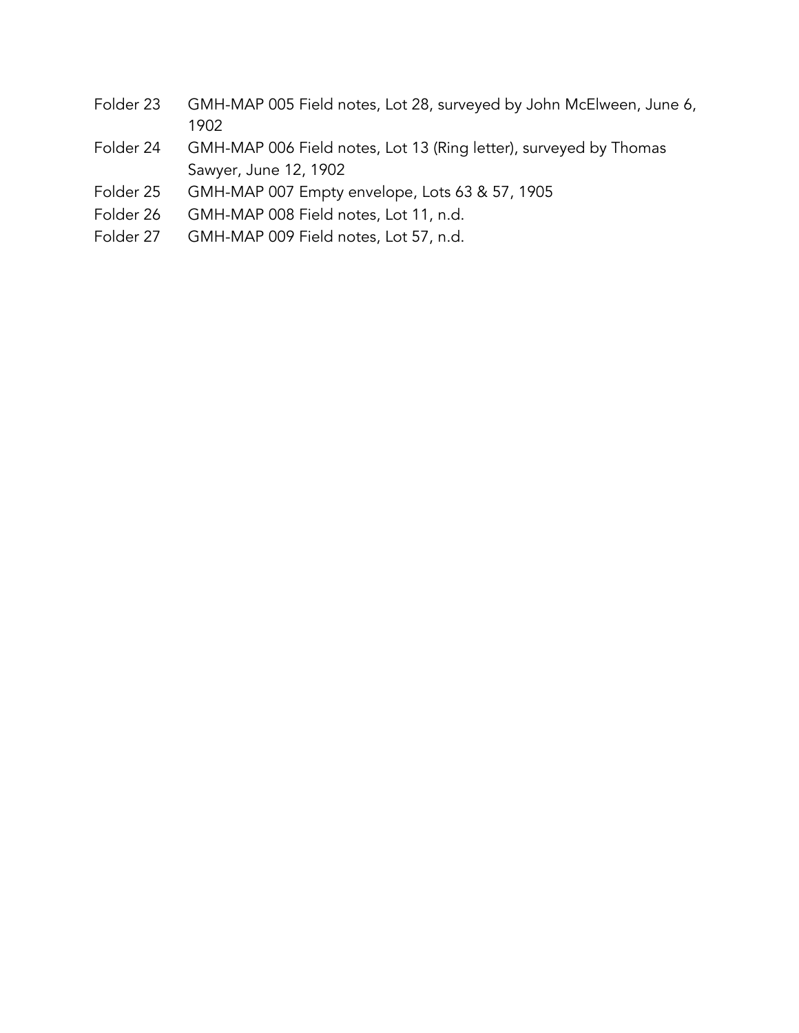Folder 23 GMH-MAP 005 Field notes, Lot 28, surveyed by John McElween, June 6, 1902

Folder 24 GMH-MAP 006 Field notes, Lot 13 (Ring letter), surveyed by Thomas Sawyer, June 12, 1902

Folder 25 GMH-MAP 007 Empty envelope, Lots 63 & 57, 1905

Folder 26 GMH-MAP 008 Field notes, Lot 11, n.d.

Folder 27 GMH-MAP 009 Field notes, Lot 57, n.d.